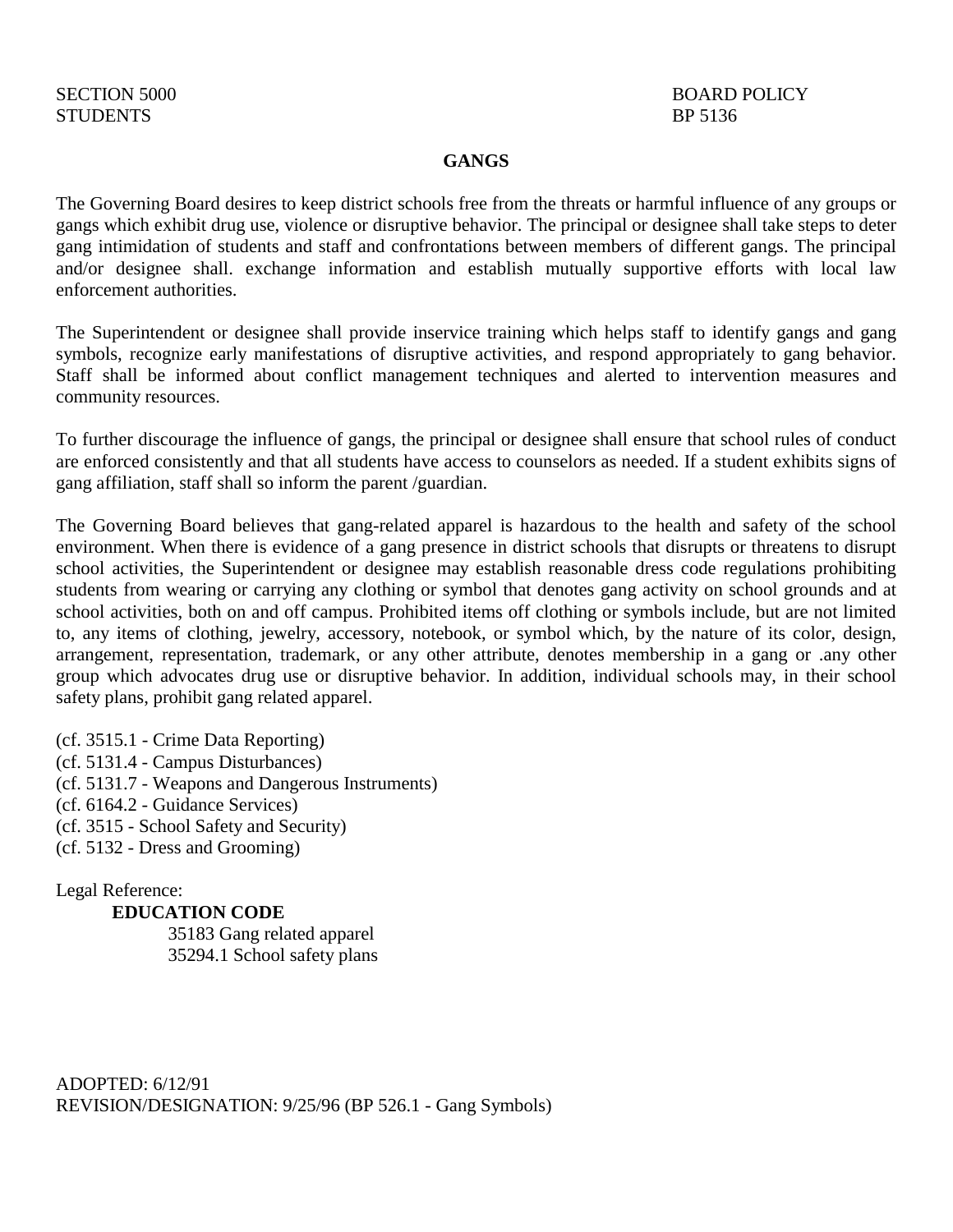SECTION 5000
STUDENTS

BOARD POLICY
BP 5136

## GANGS

The Governing Board desires to keep district schools free from the threats or harmful influence of any groups or gangs which exhibit drug use, violence or disruptive behavior. The principal or designee shall take steps to deter gang intimidation of students and staff and confrontations between members of different gangs. The principal and/or designee shall. exchange information and establish mutually supportive efforts with local law enforcement authorities.

The Superintendent or designee shall provide inservice training which helps staff to identify gangs and gang symbols, recognize early manifestations of disruptive activities, and respond appropriately to gang behavior. Staff shall be informed about conflict management techniques and alerted to intervention measures and community resources.

To further discourage the influence of gangs, the principal or designee shall ensure that school rules of conduct are enforced consistently and that all students have access to counselors as needed. If a student exhibits signs of gang affiliation, staff shall so inform the parent /guardian.

The Governing Board believes that gang-related apparel is hazardous to the health and safety of the school environment. When there is evidence of a gang presence in district schools that disrupts or threatens to disrupt school activities, the Superintendent or designee may establish reasonable dress code regulations prohibiting students from wearing or carrying any clothing or symbol that denotes gang activity on school grounds and at school activities, both on and off campus. Prohibited items off clothing or symbols include, but are not limited to, any items of clothing, jewelry, accessory, notebook, or symbol which, by the nature of its color, design, arrangement, representation, trademark, or any other attribute, denotes membership in a gang or .any other group which advocates drug use or disruptive behavior. In addition, individual schools may, in their school safety plans, prohibit gang related apparel.

(cf. 3515.1 - Crime Data Reporting)
(cf. 5131.4 - Campus Disturbances)
(cf. 5131.7 - Weapons and Dangerous Instruments)
(cf. 6164.2 - Guidance Services)
(cf. 3515 - School Safety and Security)
(cf. 5132 - Dress and Grooming)

Legal Reference:

**EDUCATION CODE**

35183 Gang related apparel
35294.1 School safety plans

ADOPTED: 6/12/91
REVISION/DESIGNATION: 9/25/96 (BP 526.1 - Gang Symbols)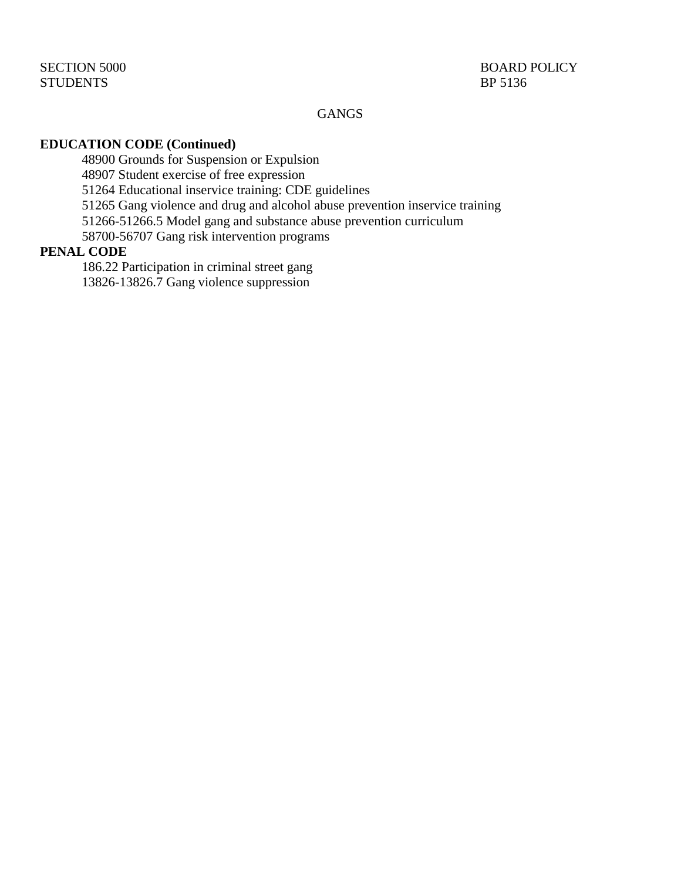SECTION 5000
STUDENTS

BOARD POLICY
BP 5136

GANGS

**EDUCATION CODE (Continued)**

48900 Grounds for Suspension or Expulsion
48907 Student exercise of free expression
51264 Educational inservice training: CDE guidelines
51265 Gang violence and drug and alcohol abuse prevention inservice training
51266-51266.5 Model gang and substance abuse prevention curriculum
58700-56707 Gang risk intervention programs

**PENAL CODE**

186.22 Participation in criminal street gang
13826-13826.7 Gang violence suppression